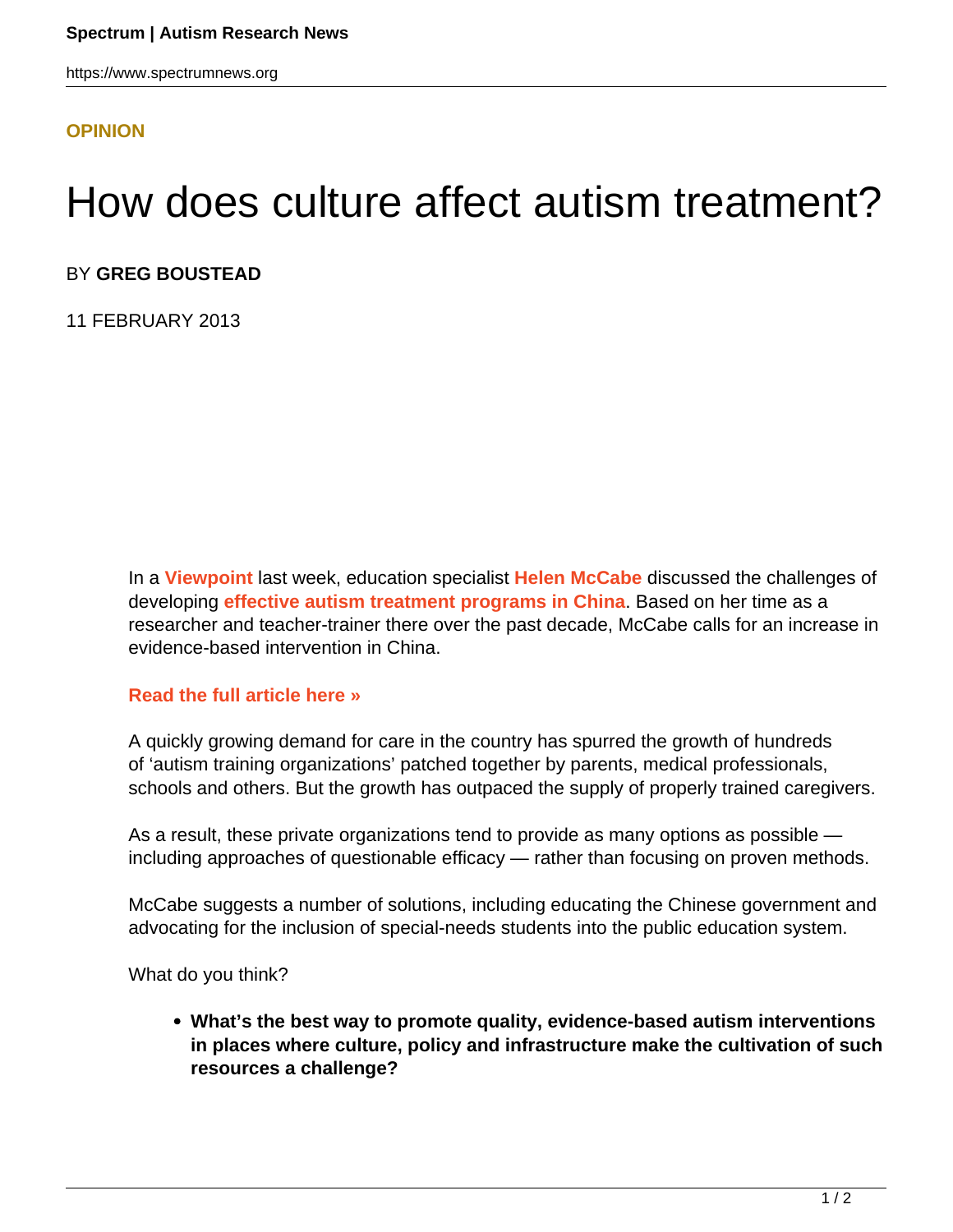OPINION

# How does culture affect autism treatment?

BY **GREG BOUSTEAD**

11 FEBRUARY 2013

In a **Viewpoint** last week, education specialist **Helen McCabe** discussed the challenges of developing **effective autism treatment programs in China**. Based on her time as a researcher and teacher-trainer there over the past decade, McCabe calls for an increase in evidence-based intervention in China.

**Read the full article here »**

A quickly growing demand for care in the country has spurred the growth of hundreds of 'autism training organizations' patched together by parents, medical professionals, schools and others. But the growth has outpaced the supply of properly trained caregivers.

As a result, these private organizations tend to provide as many options as possible — including approaches of questionable efficacy — rather than focusing on proven methods.

McCabe suggests a number of solutions, including educating the Chinese government and advocating for the inclusion of special-needs students into the public education system.

What do you think?

- **What's the best way to promote quality, evidence-based autism interventions in places where culture, policy and infrastructure make the cultivation of such resources a challenge?**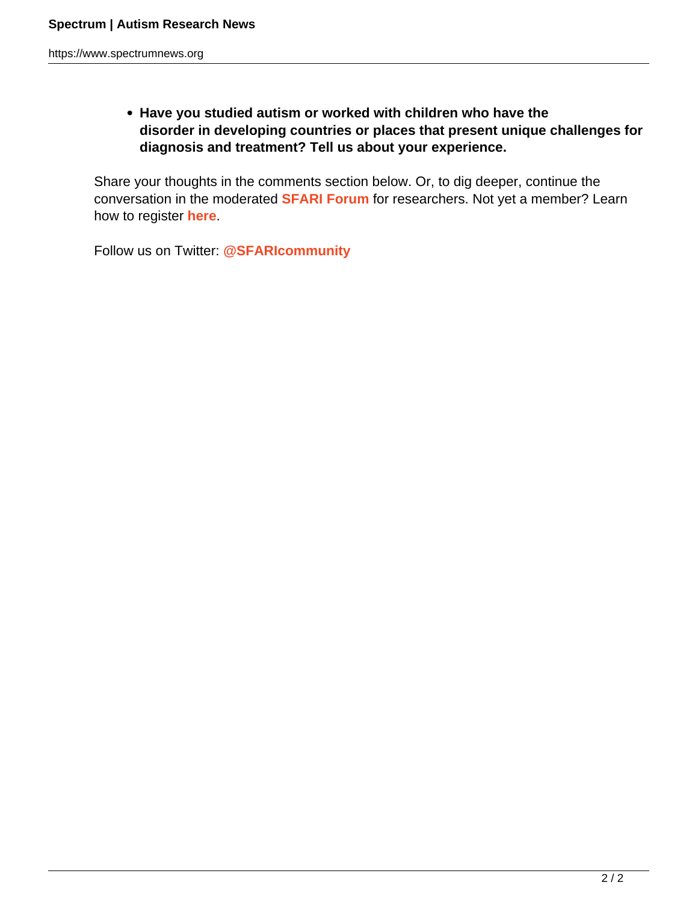- **Have you studied autism or worked with children who have the disorder in developing countries or places that present unique challenges for diagnosis and treatment? Tell us about your experience.**

Share your thoughts in the comments section below. Or, to dig deeper, continue the conversation in the moderated **SFARI Forum** for researchers. Not yet a member? Learn how to register **here**.

Follow us on Twitter: **@SFARIcommunity**